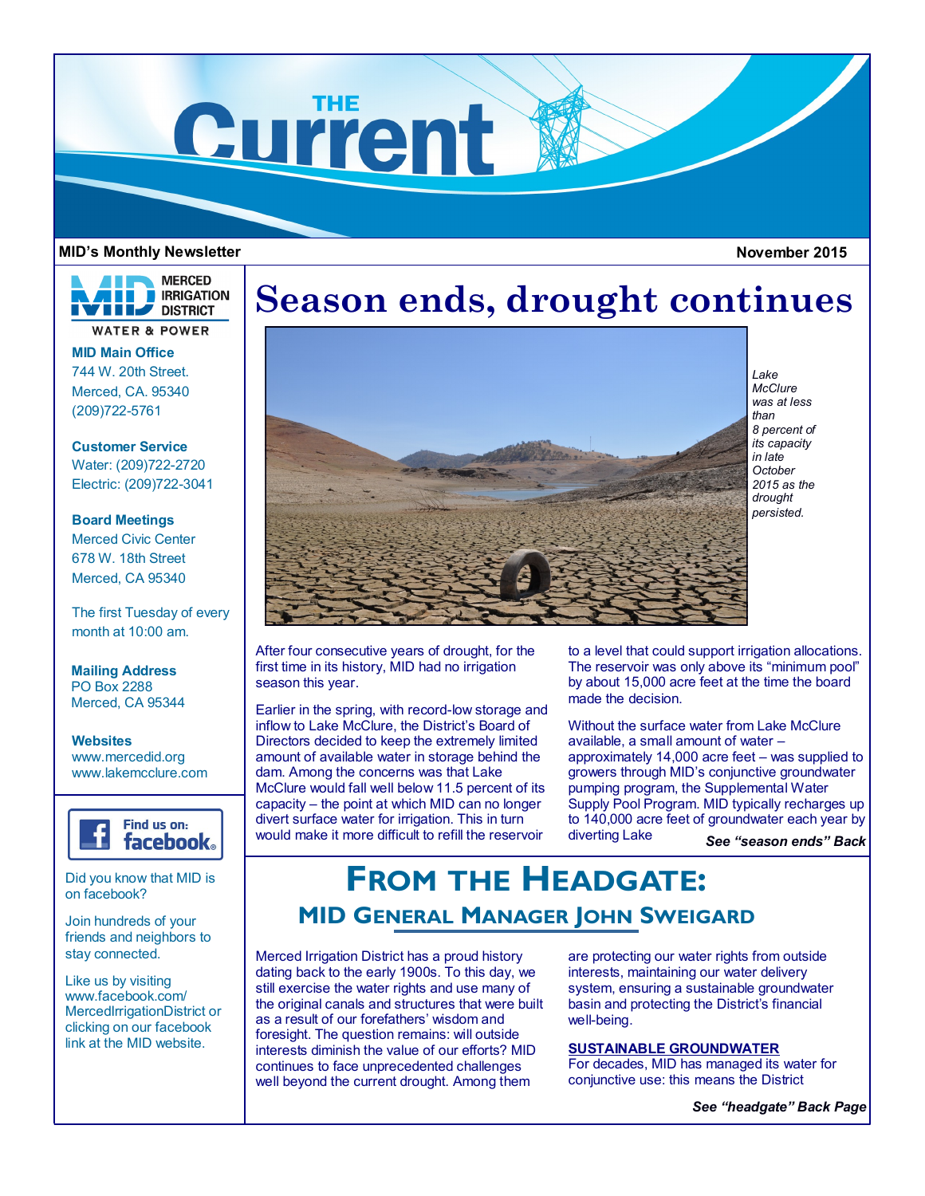# THE Current

**MID's Monthly Newsletter** **November 2015**

MERCED IRRIGATION DISTRICT
WATER & POWER

**MID Main Office**
744 W. 20th Street.
Merced, CA. 95340
(209)722-5761

**Customer Service**
Water: (209)722-2720
Electric: (209)722-3041

**Board Meetings**
Merced Civic Center
678 W. 18th Street
Merced, CA 95340

The first Tuesday of every month at 10:00 am.

**Mailing Address**
PO Box 2288
Merced, CA 95344

**Websites**
www.mercedid.org
www.lakemcclure.com

Find us on: facebook

Did you know that MID is on facebook?

Join hundreds of your friends and neighbors to stay connected.

Like us by visiting www.facebook.com/MercedIrrigationDistrict or clicking on our facebook link at the MID website.

# Season ends, drought continues

*Lake McClure was at less than 8 percent of its capacity in late October 2015 as the drought persisted.*

After four consecutive years of drought, for the first time in its history, MID had no irrigation season this year.

Earlier in the spring, with record-low storage and inflow to Lake McClure, the District's Board of Directors decided to keep the extremely limited amount of available water in storage behind the dam. Among the concerns was that Lake McClure would fall well below 11.5 percent of its capacity – the point at which MID can no longer divert surface water for irrigation. This in turn would make it more difficult to refill the reservoir to a level that could support irrigation allocations. The reservoir was only above its "minimum pool" by about 15,000 acre feet at the time the board made the decision.

Without the surface water from Lake McClure available, a small amount of water – approximately 14,000 acre feet – was supplied to growers through MID's conjunctive groundwater pumping program, the Supplemental Water Supply Pool Program. MID typically recharges up to 140,000 acre feet of groundwater each year by diverting Lake

***See "season ends" Back***

# FROM THE HEADGATE:

## MID GENERAL MANAGER JOHN SWEIGARD

Merced Irrigation District has a proud history dating back to the early 1900s. To this day, we still exercise the water rights and use many of the original canals and structures that were built as a result of our forefathers' wisdom and foresight. The question remains: will outside interests diminish the value of our efforts? MID continues to face unprecedented challenges well beyond the current drought. Among them are protecting our water rights from outside interests, maintaining our water delivery system, ensuring a sustainable groundwater basin and protecting the District's financial well-being.

**SUSTAINABLE GROUNDWATER**

For decades, MID has managed its water for conjunctive use: this means the District

***See "headgate" Back Page***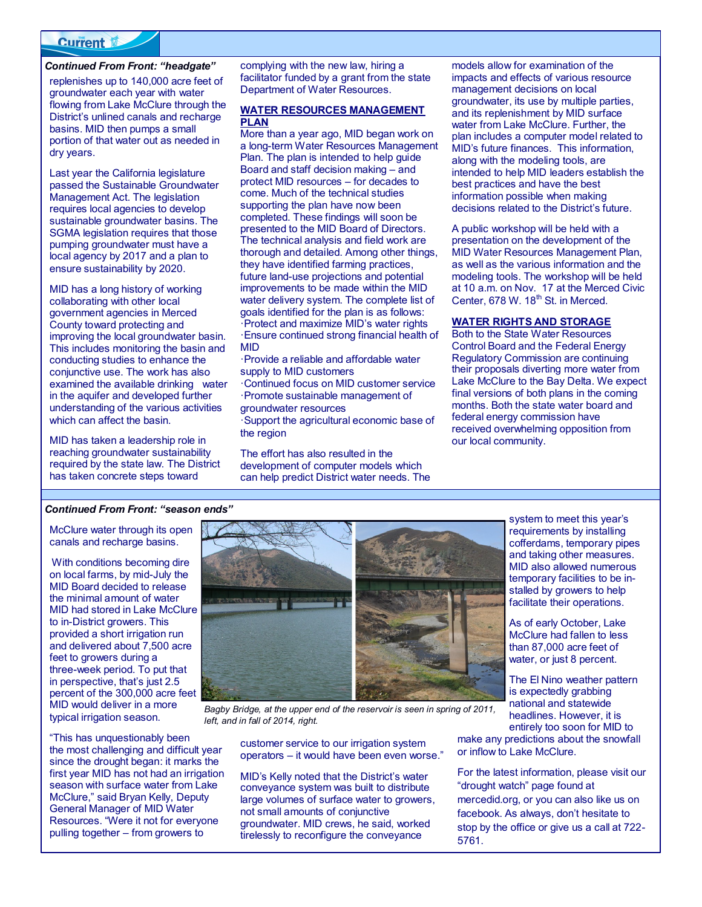*Continued From Front: "headgate"*

replenishes up to 140,000 acre feet of groundwater each year with water flowing from Lake McClure through the District's unlined canals and recharge basins. MID then pumps a small portion of that water out as needed in dry years.

Last year the California legislature passed the Sustainable Groundwater Management Act. The legislation requires local agencies to develop sustainable groundwater basins. The SGMA legislation requires that those pumping groundwater must have a local agency by 2017 and a plan to ensure sustainability by 2020.

MID has a long history of working collaborating with other local government agencies in Merced County toward protecting and improving the local groundwater basin. This includes monitoring the basin and conducting studies to enhance the conjunctive use. The work has also examined the available drinking water in the aquifer and developed further understanding of the various activities which can affect the basin.

MID has taken a leadership role in reaching groundwater sustainability required by the state law. The District has taken concrete steps toward complying with the new law, hiring a facilitator funded by a grant from the state Department of Water Resources.

## WATER RESOURCES MANAGEMENT PLAN

More than a year ago, MID began work on a long-term Water Resources Management Plan. The plan is intended to help guide Board and staff decision making – and protect MID resources – for decades to come. Much of the technical studies supporting the plan have now been completed. These findings will soon be presented to the MID Board of Directors. The technical analysis and field work are thorough and detailed. Among other things, they have identified farming practices, future land-use projections and potential improvements to be made within the MID water delivery system. The complete list of goals identified for the plan is as follows:

- Protect and maximize MID's water rights
- Ensure continued strong financial health of MID
- Provide a reliable and affordable water supply to MID customers
- Continued focus on MID customer service
- Promote sustainable management of groundwater resources
- Support the agricultural economic base of the region

The effort has also resulted in the development of computer models which can help predict District water needs. The models allow for examination of the impacts and effects of various resource management decisions on local groundwater, its use by multiple parties, and its replenishment by MID surface water from Lake McClure. Further, the plan includes a computer model related to MID's future finances. This information, along with the modeling tools, are intended to help MID leaders establish the best practices and have the best information possible when making decisions related to the District's future.

A public workshop will be held with a presentation on the development of the MID Water Resources Management Plan, as well as the various information and the modeling tools. The workshop will be held at 10 a.m. on Nov. 17 at the Merced Civic Center, 678 W. 18th St. in Merced.

## WATER RIGHTS AND STORAGE

Both to the State Water Resources Control Board and the Federal Energy Regulatory Commission are continuing their proposals diverting more water from Lake McClure to the Bay Delta. We expect final versions of both plans in the coming months. Both the state water board and federal energy commission have received overwhelming opposition from our local community.

*Continued From Front: "season ends"*

McClure water through its open canals and recharge basins.

With conditions becoming dire on local farms, by mid-July the MID Board decided to release the minimal amount of water MID had stored in Lake McClure to in-District growers. This provided a short irrigation run and delivered about 7,500 acre feet to growers during a three-week period. To put that in perspective, that's just 2.5 percent of the 300,000 acre feet MID would deliver in a more typical irrigation season.

*Bagby Bridge, at the upper end of the reservoir is seen in spring of 2011, left, and in fall of 2014, right.*

"This has unquestionably been the most challenging and difficult year since the drought began: it marks the first year MID has not had an irrigation season with surface water from Lake McClure," said Bryan Kelly, Deputy General Manager of MID Water Resources. "Were it not for everyone pulling together – from growers to customer service to our irrigation system operators – it would have been even worse."

MID's Kelly noted that the District's water conveyance system was built to distribute large volumes of surface water to growers, not small amounts of conjunctive groundwater. MID crews, he said, worked tirelessly to reconfigure the conveyance system to meet this year's requirements by installing cofferdams, temporary pipes and taking other measures. MID also allowed numerous temporary facilities to be installed by growers to help facilitate their operations.

As of early October, Lake McClure had fallen to less than 87,000 acre feet of water, or just 8 percent.

The El Nino weather pattern is expectedly grabbing national and statewide headlines. However, it is entirely too soon for MID to make any predictions about the snowfall or inflow to Lake McClure.

For the latest information, please visit our "drought watch" page found at mercedid.org, or you can also like us on facebook. As always, don't hesitate to stop by the office or give us a call at 722-5761.